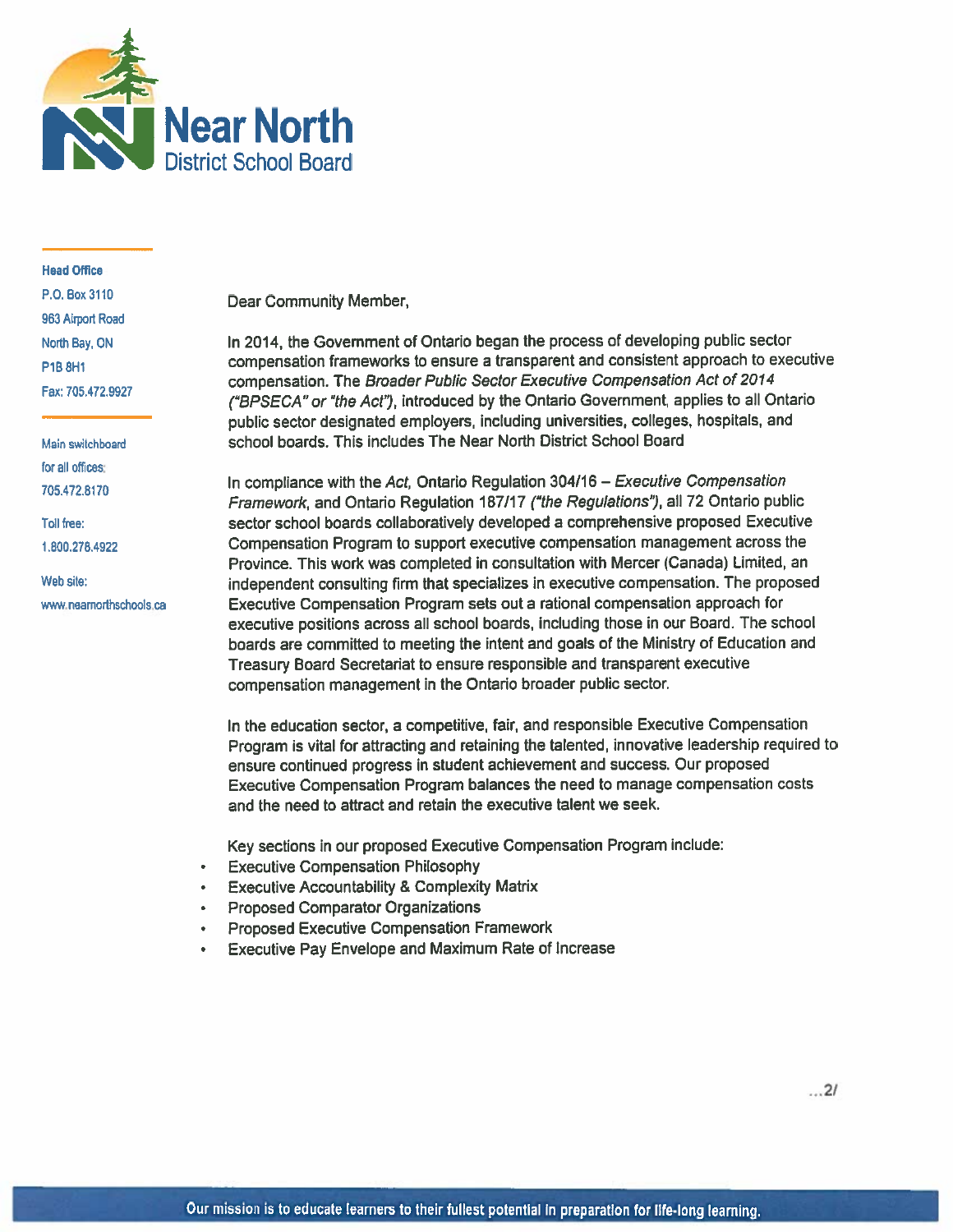Near North District School Board

**Head Office**
P.O. Box 3110
963 Airport Road
North Bay, ON
P1B 8H1
Fax: 705.472.9927

Main switchboard for all offices: 705.472.8170

Toll free: 1.800.278.4922

Web site: www.nearnorthschools.ca

Dear Community Member,

In 2014, the Government of Ontario began the process of developing public sector compensation frameworks to ensure a transparent and consistent approach to executive compensation. The *Broader Public Sector Executive Compensation Act of 2014 ("BPSECA" or "the Act")*, introduced by the Ontario Government, applies to all Ontario public sector designated employers, including universities, colleges, hospitals, and school boards. This includes The Near North District School Board

In compliance with the *Act*, Ontario Regulation 304/16 – *Executive Compensation Framework*, and Ontario Regulation 187/17 *("the Regulations")*, all 72 Ontario public sector school boards collaboratively developed a comprehensive proposed Executive Compensation Program to support executive compensation management across the Province. This work was completed in consultation with Mercer (Canada) Limited, an independent consulting firm that specializes in executive compensation. The proposed Executive Compensation Program sets out a rational compensation approach for executive positions across all school boards, including those in our Board. The school boards are committed to meeting the intent and goals of the Ministry of Education and Treasury Board Secretariat to ensure responsible and transparent executive compensation management in the Ontario broader public sector.

In the education sector, a competitive, fair, and responsible Executive Compensation Program is vital for attracting and retaining the talented, innovative leadership required to ensure continued progress in student achievement and success. Our proposed Executive Compensation Program balances the need to manage compensation costs and the need to attract and retain the executive talent we seek.

Key sections in our proposed Executive Compensation Program include:

- Executive Compensation Philosophy
- Executive Accountability & Complexity Matrix
- Proposed Comparator Organizations
- Proposed Executive Compensation Framework
- Executive Pay Envelope and Maximum Rate of Increase

...2/

Our mission is to educate learners to their fullest potential in preparation for life-long learning.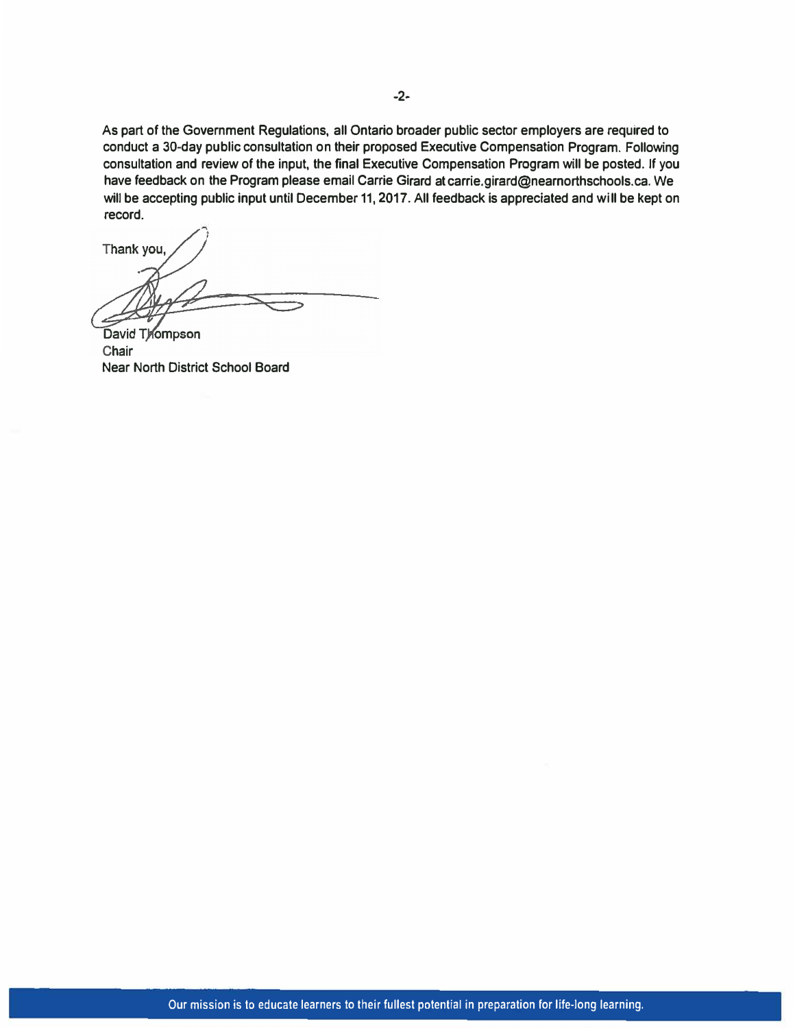As part of the Government Regulations, all Ontario broader public sector employers are required to conduct a 30-day public consultation on their proposed Executive Compensation Program. Following consultation and review of the input, the final Executive Compensation Program will be posted. If you have feedback on the Program please email Carrie Girard at carrie.girard@nearnorthschools.ca. We will be accepting public input until December 11, 2017. All feedback is appreciated and will be kept on record.

Thank you,

David Thompson
Chair
Near North District School Board

Our mission is to educate learners to their fullest potential in preparation for life-long learning.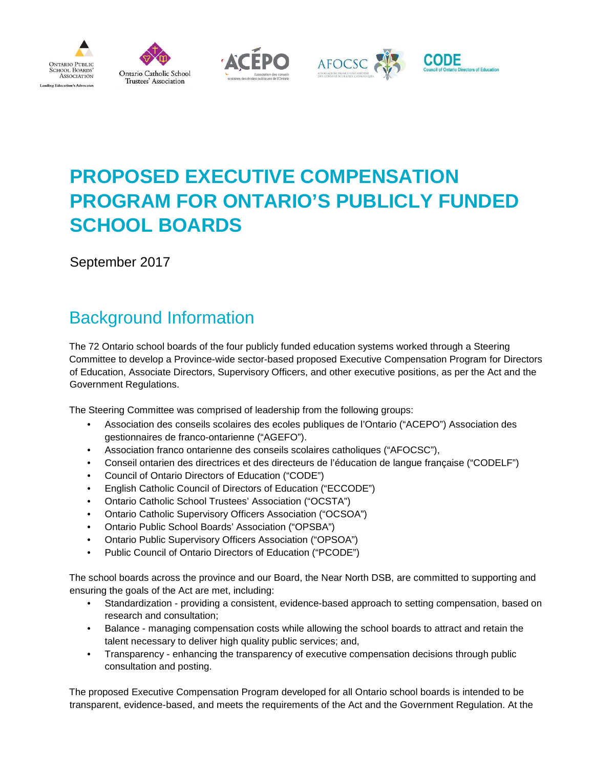# PROPOSED EXECUTIVE COMPENSATION PROGRAM FOR ONTARIO'S PUBLICLY FUNDED SCHOOL BOARDS

September 2017

## Background Information

The 72 Ontario school boards of the four publicly funded education systems worked through a Steering Committee to develop a Province-wide sector-based proposed Executive Compensation Program for Directors of Education, Associate Directors, Supervisory Officers, and other executive positions, as per the Act and the Government Regulations.

The Steering Committee was comprised of leadership from the following groups:

- Association des conseils scolaires des ecoles publiques de l'Ontario ("ACEPO") Association des gestionnaires de franco-ontarienne ("AGEFO").
- Association franco ontarienne des conseils scolaires catholiques ("AFOCSC"),
- Conseil ontarien des directrices et des directeurs de l'éducation de langue française ("CODELF")
- Council of Ontario Directors of Education ("CODE")
- English Catholic Council of Directors of Education ("ECCODE")
- Ontario Catholic School Trustees' Association ("OCSTA")
- Ontario Catholic Supervisory Officers Association ("OCSOA")
- Ontario Public School Boards' Association ("OPSBA")
- Ontario Public Supervisory Officers Association ("OPSOA")
- Public Council of Ontario Directors of Education ("PCODE")

The school boards across the province and our Board, the Near North DSB, are committed to supporting and ensuring the goals of the Act are met, including:

- Standardization - providing a consistent, evidence-based approach to setting compensation, based on research and consultation;
- Balance - managing compensation costs while allowing the school boards to attract and retain the talent necessary to deliver high quality public services; and,
- Transparency - enhancing the transparency of executive compensation decisions through public consultation and posting.

The proposed Executive Compensation Program developed for all Ontario school boards is intended to be transparent, evidence-based, and meets the requirements of the Act and the Government Regulation. At the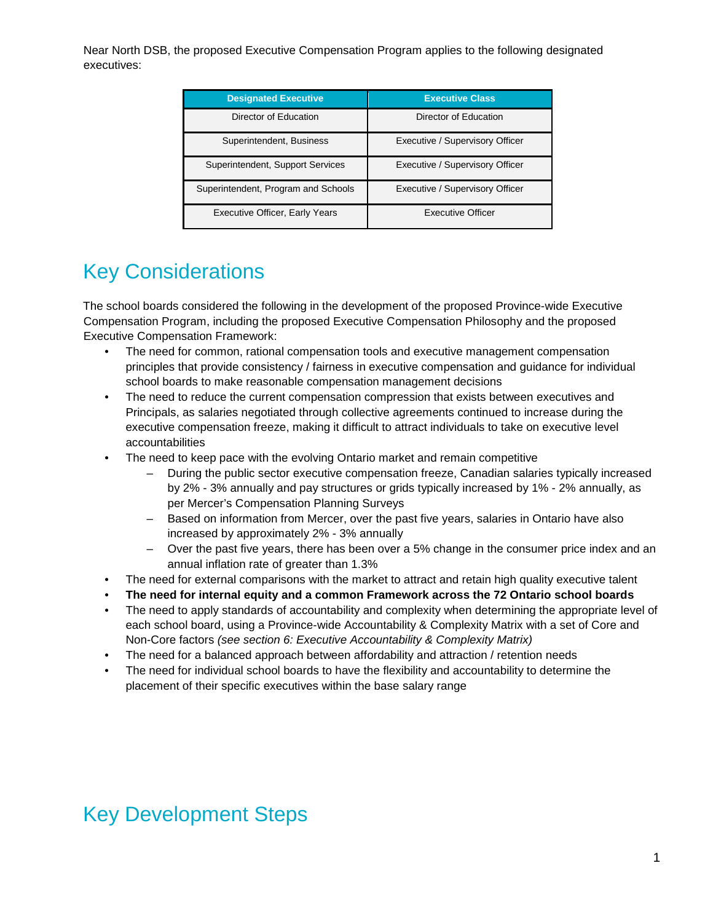Near North DSB, the proposed Executive Compensation Program applies to the following designated executives:

| Designated Executive | Executive Class |
| --- | --- |
| Director of Education | Director of Education |
| Superintendent, Business | Executive / Supervisory Officer |
| Superintendent, Support Services | Executive / Supervisory Officer |
| Superintendent, Program and Schools | Executive / Supervisory Officer |
| Executive Officer, Early Years | Executive Officer |

# Key Considerations

The school boards considered the following in the development of the proposed Province-wide Executive Compensation Program, including the proposed Executive Compensation Philosophy and the proposed Executive Compensation Framework:

- The need for common, rational compensation tools and executive management compensation principles that provide consistency / fairness in executive compensation and guidance for individual school boards to make reasonable compensation management decisions
- The need to reduce the current compensation compression that exists between executives and Principals, as salaries negotiated through collective agreements continued to increase during the executive compensation freeze, making it difficult to attract individuals to take on executive level accountabilities
- The need to keep pace with the evolving Ontario market and remain competitive
  - During the public sector executive compensation freeze, Canadian salaries typically increased by 2% - 3% annually and pay structures or grids typically increased by 1% - 2% annually, as per Mercer's Compensation Planning Surveys
  - Based on information from Mercer, over the past five years, salaries in Ontario have also increased by approximately 2% - 3% annually
  - Over the past five years, there has been over a 5% change in the consumer price index and an annual inflation rate of greater than 1.3%
- The need for external comparisons with the market to attract and retain high quality executive talent
- **The need for internal equity and a common Framework across the 72 Ontario school boards**
- The need to apply standards of accountability and complexity when determining the appropriate level of each school board, using a Province-wide Accountability & Complexity Matrix with a set of Core and Non-Core factors *(see section 6: Executive Accountability & Complexity Matrix)*
- The need for a balanced approach between affordability and attraction / retention needs
- The need for individual school boards to have the flexibility and accountability to determine the placement of their specific executives within the base salary range

# Key Development Steps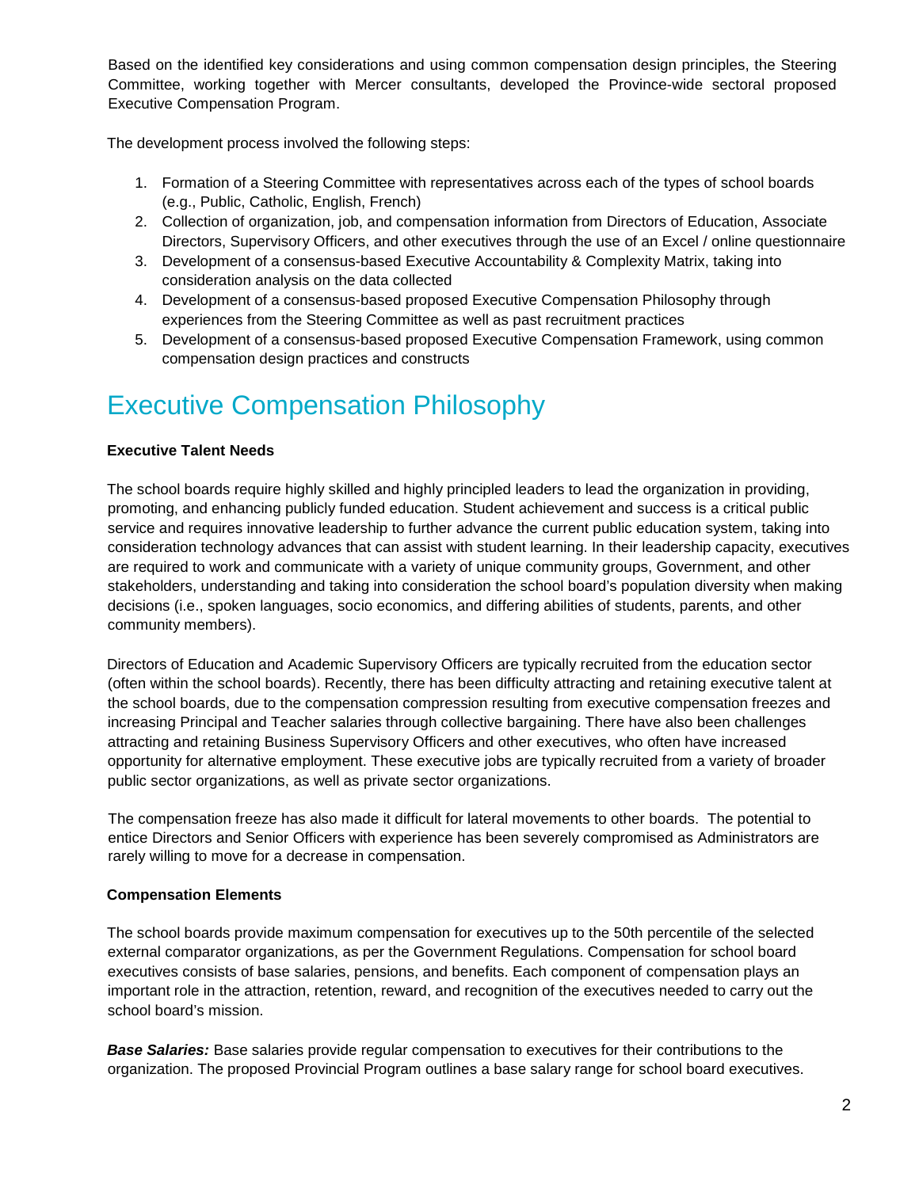Based on the identified key considerations and using common compensation design principles, the Steering Committee, working together with Mercer consultants, developed the Province-wide sectoral proposed Executive Compensation Program.

The development process involved the following steps:

1. Formation of a Steering Committee with representatives across each of the types of school boards (e.g., Public, Catholic, English, French)
2. Collection of organization, job, and compensation information from Directors of Education, Associate Directors, Supervisory Officers, and other executives through the use of an Excel / online questionnaire
3. Development of a consensus-based Executive Accountability & Complexity Matrix, taking into consideration analysis on the data collected
4. Development of a consensus-based proposed Executive Compensation Philosophy through experiences from the Steering Committee as well as past recruitment practices
5. Development of a consensus-based proposed Executive Compensation Framework, using common compensation design practices and constructs

# Executive Compensation Philosophy

**Executive Talent Needs**

The school boards require highly skilled and highly principled leaders to lead the organization in providing, promoting, and enhancing publicly funded education. Student achievement and success is a critical public service and requires innovative leadership to further advance the current public education system, taking into consideration technology advances that can assist with student learning. In their leadership capacity, executives are required to work and communicate with a variety of unique community groups, Government, and other stakeholders, understanding and taking into consideration the school board's population diversity when making decisions (i.e., spoken languages, socio economics, and differing abilities of students, parents, and other community members).

Directors of Education and Academic Supervisory Officers are typically recruited from the education sector (often within the school boards). Recently, there has been difficulty attracting and retaining executive talent at the school boards, due to the compensation compression resulting from executive compensation freezes and increasing Principal and Teacher salaries through collective bargaining. There have also been challenges attracting and retaining Business Supervisory Officers and other executives, who often have increased opportunity for alternative employment. These executive jobs are typically recruited from a variety of broader public sector organizations, as well as private sector organizations.

The compensation freeze has also made it difficult for lateral movements to other boards. The potential to entice Directors and Senior Officers with experience has been severely compromised as Administrators are rarely willing to move for a decrease in compensation.

**Compensation Elements**

The school boards provide maximum compensation for executives up to the 50th percentile of the selected external comparator organizations, as per the Government Regulations. Compensation for school board executives consists of base salaries, pensions, and benefits. Each component of compensation plays an important role in the attraction, retention, reward, and recognition of the executives needed to carry out the school board's mission.

***Base Salaries:*** Base salaries provide regular compensation to executives for their contributions to the organization. The proposed Provincial Program outlines a base salary range for school board executives.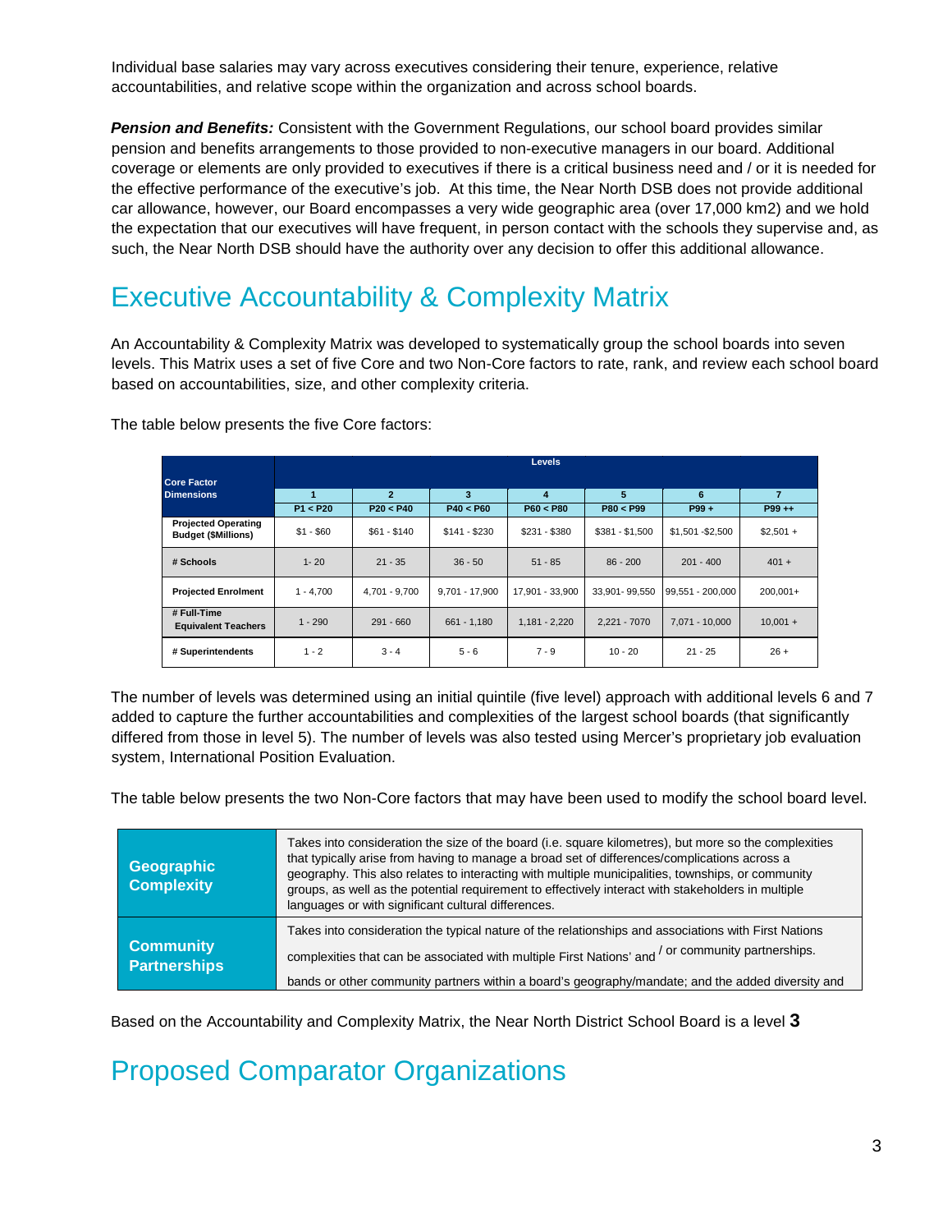Individual base salaries may vary across executives considering their tenure, experience, relative accountabilities, and relative scope within the organization and across school boards.

***Pension and Benefits:*** Consistent with the Government Regulations, our school board provides similar pension and benefits arrangements to those provided to non-executive managers in our board. Additional coverage or elements are only provided to executives if there is a critical business need and / or it is needed for the effective performance of the executive's job. At this time, the Near North DSB does not provide additional car allowance, however, our Board encompasses a very wide geographic area (over 17,000 km2) and we hold the expectation that our executives will have frequent, in person contact with the schools they supervise and, as such, the Near North DSB should have the authority over any decision to offer this additional allowance.

# Executive Accountability & Complexity Matrix

An Accountability & Complexity Matrix was developed to systematically group the school boards into seven levels. This Matrix uses a set of five Core and two Non-Core factors to rate, rank, and review each school board based on accountabilities, size, and other complexity criteria.

The table below presents the five Core factors:

| Core Factor Dimensions | Levels | | | | | | |
|---|---|---|---|---|---|---|---|
| | 1 | 2 | 3 | 4 | 5 | 6 | 7 |
| | P1 < P20 | P20 < P40 | P40 < P60 | P60 < P80 | P80 < P99 | P99 + | P99 ++ |
| Projected Operating Budget ($Millions) | $1 - $60 | $61 - $140 | $141 - $230 | $231 - $380 | $381 - $1,500 | $1,501 -$2,500 | $2,501 + |
| # Schools | 1- 20 | 21 - 35 | 36 - 50 | 51 - 85 | 86 - 200 | 201 - 400 | 401 + |
| Projected Enrolment | 1 - 4,700 | 4,701 - 9,700 | 9,701 - 17,900 | 17,901 - 33,900 | 33,901- 99,550 | 99,551 - 200,000 | 200,001+ |
| # Full-Time Equivalent Teachers | 1 - 290 | 291 - 660 | 661 - 1,180 | 1,181 - 2,220 | 2,221 - 7070 | 7,071 - 10,000 | 10,001 + |
| # Superintendents | 1 - 2 | 3 - 4 | 5 - 6 | 7 - 9 | 10 - 20 | 21 - 25 | 26 + |

The number of levels was determined using an initial quintile (five level) approach with additional levels 6 and 7 added to capture the further accountabilities and complexities of the largest school boards (that significantly differed from those in level 5). The number of levels was also tested using Mercer's proprietary job evaluation system, International Position Evaluation.

The table below presents the two Non-Core factors that may have been used to modify the school board level.

| | |
|---|---|
| **Geographic Complexity** | Takes into consideration the size of the board (i.e. square kilometres), but more so the complexities that typically arise from having to manage a broad set of differences/complications across a geography. This also relates to interacting with multiple municipalities, townships, or community groups, as well as the potential requirement to effectively interact with stakeholders in multiple languages or with significant cultural differences. |
| **Community Partnerships** | Takes into consideration the typical nature of the relationships and associations with First Nations bands or other community partners within a board's geography/mandate; and the added diversity and complexities that can be associated with multiple First Nations' and / or community partnerships. |

Based on the Accountability and Complexity Matrix, the Near North District School Board is a level **3**

# Proposed Comparator Organizations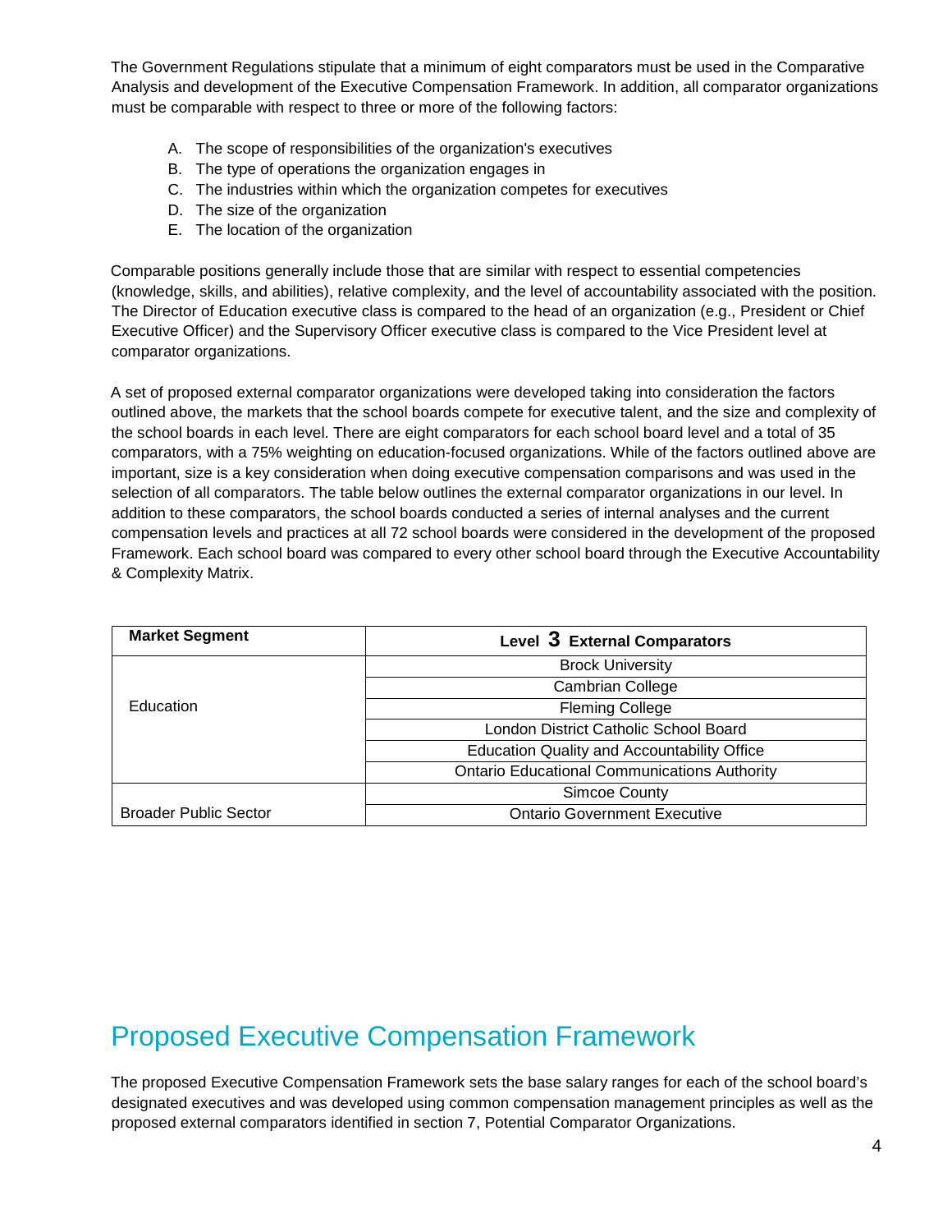The Government Regulations stipulate that a minimum of eight comparators must be used in the Comparative Analysis and development of the Executive Compensation Framework. In addition, all comparator organizations must be comparable with respect to three or more of the following factors:

A. The scope of responsibilities of the organization's executives
B. The type of operations the organization engages in
C. The industries within which the organization competes for executives
D. The size of the organization
E. The location of the organization

Comparable positions generally include those that are similar with respect to essential competencies (knowledge, skills, and abilities), relative complexity, and the level of accountability associated with the position. The Director of Education executive class is compared to the head of an organization (e.g., President or Chief Executive Officer) and the Supervisory Officer executive class is compared to the Vice President level at comparator organizations.

A set of proposed external comparator organizations were developed taking into consideration the factors outlined above, the markets that the school boards compete for executive talent, and the size and complexity of the school boards in each level. There are eight comparators for each school board level and a total of 35 comparators, with a 75% weighting on education-focused organizations. While of the factors outlined above are important, size is a key consideration when doing executive compensation comparisons and was used in the selection of all comparators. The table below outlines the external comparator organizations in our level. In addition to these comparators, the school boards conducted a series of internal analyses and the current compensation levels and practices at all 72 school boards were considered in the development of the proposed Framework. Each school board was compared to every other school board through the Executive Accountability & Complexity Matrix.

| Market Segment | Level 3 External Comparators |
|---|---|
| Education | Brock University |
| | Cambrian College |
| | Fleming College |
| | London District Catholic School Board |
| | Education Quality and Accountability Office |
| | Ontario Educational Communications Authority |
| Broader Public Sector | Simcoe County |
| | Ontario Government Executive |

## Proposed Executive Compensation Framework

The proposed Executive Compensation Framework sets the base salary ranges for each of the school board's designated executives and was developed using common compensation management principles as well as the proposed external comparators identified in section 7, Potential Comparator Organizations.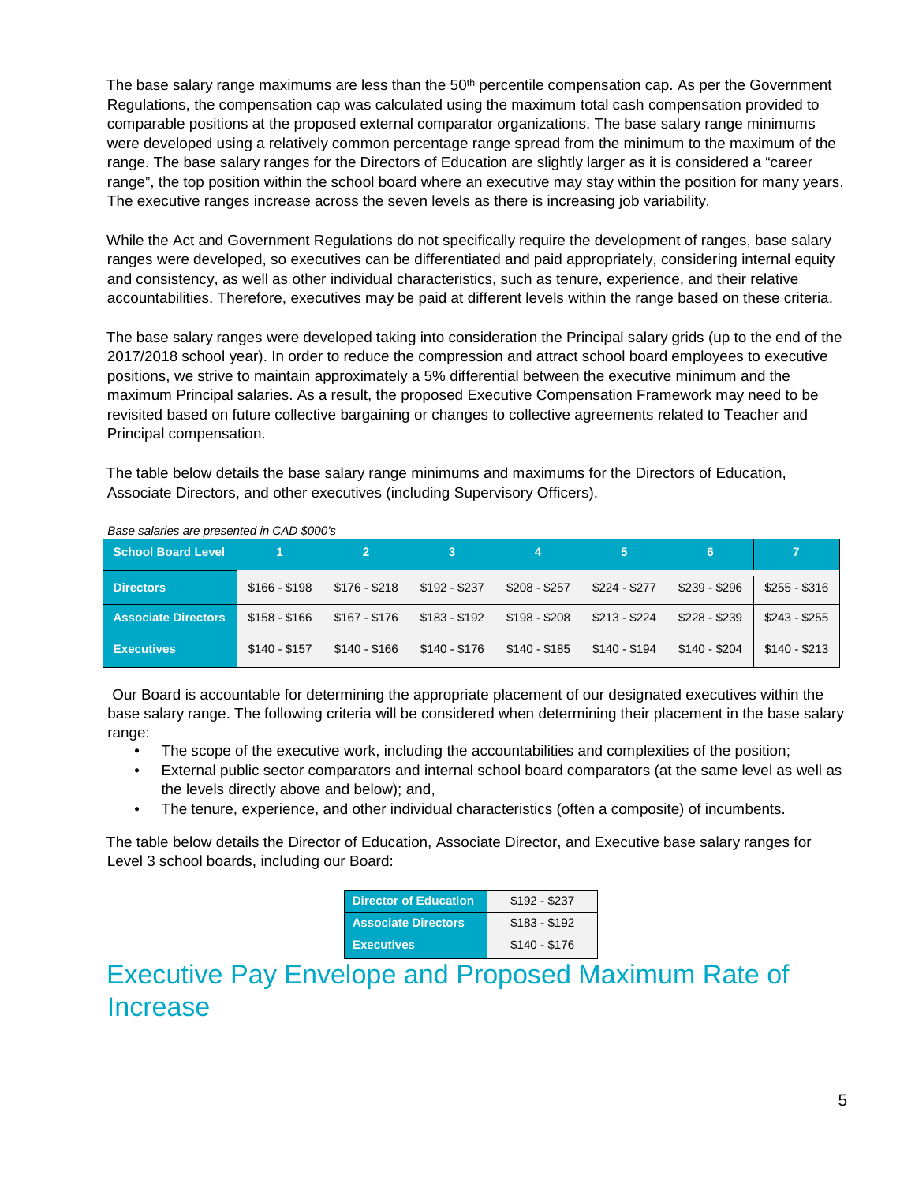The base salary range maximums are less than the 50th percentile compensation cap. As per the Government Regulations, the compensation cap was calculated using the maximum total cash compensation provided to comparable positions at the proposed external comparator organizations. The base salary range minimums were developed using a relatively common percentage range spread from the minimum to the maximum of the range. The base salary ranges for the Directors of Education are slightly larger as it is considered a "career range", the top position within the school board where an executive may stay within the position for many years. The executive ranges increase across the seven levels as there is increasing job variability.

While the Act and Government Regulations do not specifically require the development of ranges, base salary ranges were developed, so executives can be differentiated and paid appropriately, considering internal equity and consistency, as well as other individual characteristics, such as tenure, experience, and their relative accountabilities. Therefore, executives may be paid at different levels within the range based on these criteria.

The base salary ranges were developed taking into consideration the Principal salary grids (up to the end of the 2017/2018 school year). In order to reduce the compression and attract school board employees to executive positions, we strive to maintain approximately a 5% differential between the executive minimum and the maximum Principal salaries. As a result, the proposed Executive Compensation Framework may need to be revisited based on future collective bargaining or changes to collective agreements related to Teacher and Principal compensation.

The table below details the base salary range minimums and maximums for the Directors of Education, Associate Directors, and other executives (including Supervisory Officers).

*Base salaries are presented in CAD $000's*

| School Board Level | 1 | 2 | 3 | 4 | 5 | 6 | 7 |
|---|---|---|---|---|---|---|---|
| **Directors** | $166 - $198 | $176 - $218 | $192 - $237 | $208 - $257 | $224 - $277 | $239 - $296 | $255 - $316 |
| **Associate Directors** | $158 - $166 | $167 - $176 | $183 - $192 | $198 - $208 | $213 - $224 | $228 - $239 | $243 - $255 |
| **Executives** | $140 - $157 | $140 - $166 | $140 - $176 | $140 - $185 | $140 - $194 | $140 - $204 | $140 - $213 |

Our Board is accountable for determining the appropriate placement of our designated executives within the base salary range. The following criteria will be considered when determining their placement in the base salary range:

- The scope of the executive work, including the accountabilities and complexities of the position;
- External public sector comparators and internal school board comparators (at the same level as well as the levels directly above and below); and,
- The tenure, experience, and other individual characteristics (often a composite) of incumbents.

The table below details the Director of Education, Associate Director, and Executive base salary ranges for Level 3 school boards, including our Board:

| Position | Range |
|---|---|
| **Director of Education** | $192 - $237 |
| **Associate Directors** | $183 - $192 |
| **Executives** | $140 - $176 |

# Executive Pay Envelope and Proposed Maximum Rate of Increase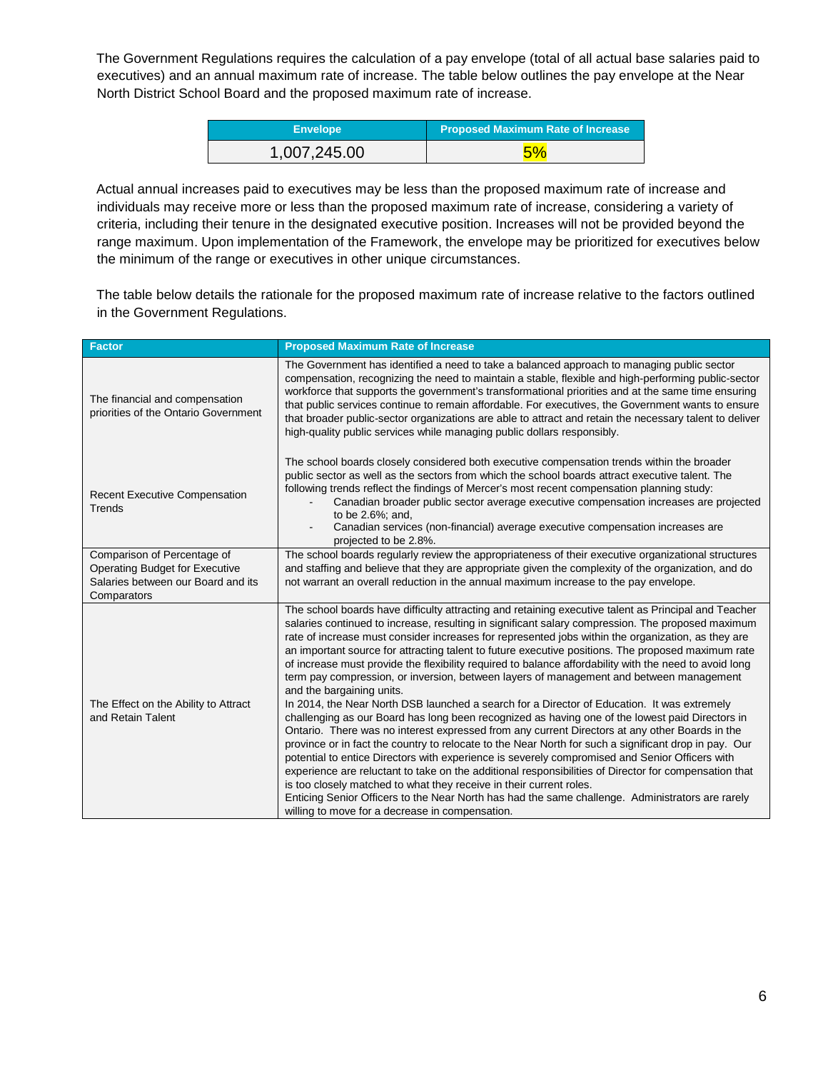The Government Regulations requires the calculation of a pay envelope (total of all actual base salaries paid to executives) and an annual maximum rate of increase. The table below outlines the pay envelope at the Near North District School Board and the proposed maximum rate of increase.

| Envelope | Proposed Maximum Rate of Increase |
|---|---|
| 1,007,245.00 | 5% |

Actual annual increases paid to executives may be less than the proposed maximum rate of increase and individuals may receive more or less than the proposed maximum rate of increase, considering a variety of criteria, including their tenure in the designated executive position. Increases will not be provided beyond the range maximum. Upon implementation of the Framework, the envelope may be prioritized for executives below the minimum of the range or executives in other unique circumstances.

The table below details the rationale for the proposed maximum rate of increase relative to the factors outlined in the Government Regulations.

| Factor | Proposed Maximum Rate of Increase |
|---|---|
| The financial and compensation priorities of the Ontario Government | The Government has identified a need to take a balanced approach to managing public sector compensation, recognizing the need to maintain a stable, flexible and high-performing public-sector workforce that supports the government's transformational priorities and at the same time ensuring that public services continue to remain affordable. For executives, the Government wants to ensure that broader public-sector organizations are able to attract and retain the necessary talent to deliver high-quality public services while managing public dollars responsibly. |
| Recent Executive Compensation Trends | The school boards closely considered both executive compensation trends within the broader public sector as well as the sectors from which the school boards attract executive talent. The following trends reflect the findings of Mercer's most recent compensation planning study: <br> - Canadian broader public sector average executive compensation increases are projected to be 2.6%; and, <br> - Canadian services (non-financial) average executive compensation increases are projected to be 2.8%. |
| Comparison of Percentage of Operating Budget for Executive Salaries between our Board and its Comparators | The school boards regularly review the appropriateness of their executive organizational structures and staffing and believe that they are appropriate given the complexity of the organization, and do not warrant an overall reduction in the annual maximum increase to the pay envelope. |
| The Effect on the Ability to Attract and Retain Talent | The school boards have difficulty attracting and retaining executive talent as Principal and Teacher salaries continued to increase, resulting in significant salary compression. The proposed maximum rate of increase must consider increases for represented jobs within the organization, as they are an important source for attracting talent to future executive positions. The proposed maximum rate of increase must provide the flexibility required to balance affordability with the need to avoid long term pay compression, or inversion, between layers of management and between management and the bargaining units. <br> In 2014, the Near North DSB launched a search for a Director of Education. It was extremely challenging as our Board has long been recognized as having one of the lowest paid Directors in Ontario. There was no interest expressed from any current Directors at any other Boards in the province or in fact the country to relocate to the Near North for such a significant drop in pay. Our potential to entice Directors with experience is severely compromised and Senior Officers with experience are reluctant to take on the additional responsibilities of Director for compensation that is too closely matched to what they receive in their current roles. <br> Enticing Senior Officers to the Near North has had the same challenge. Administrators are rarely willing to move for a decrease in compensation. |